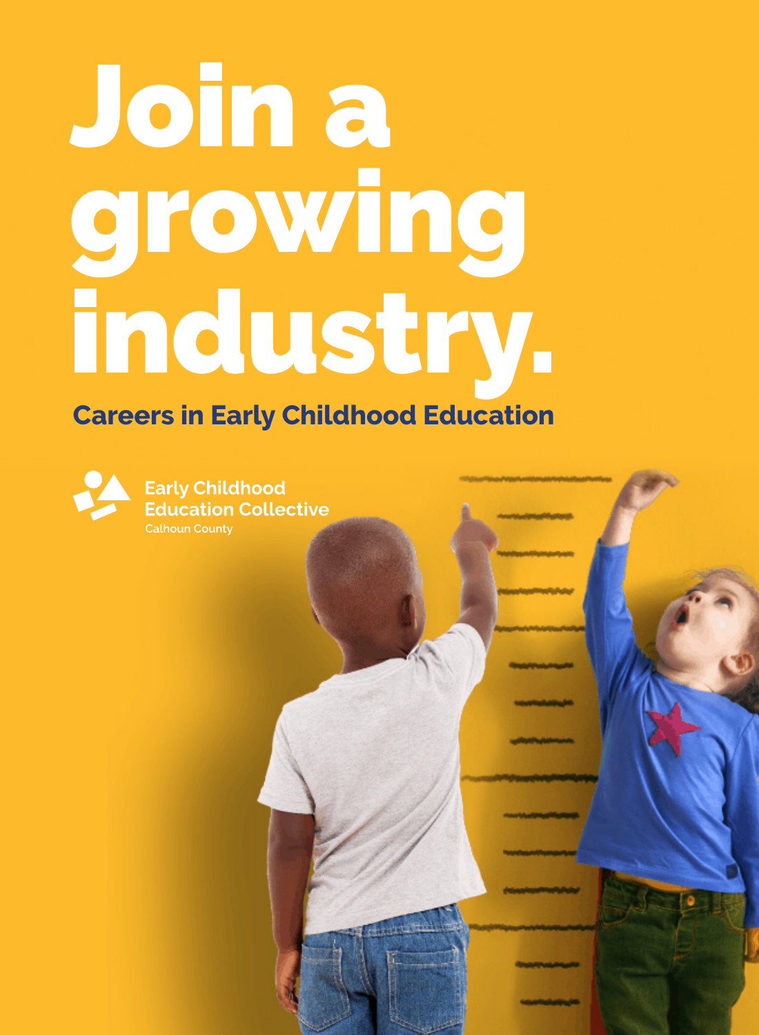# Join a growing industry.

## Careers in Early Childhood Education

Early Childhood Education Collective

Calhoun County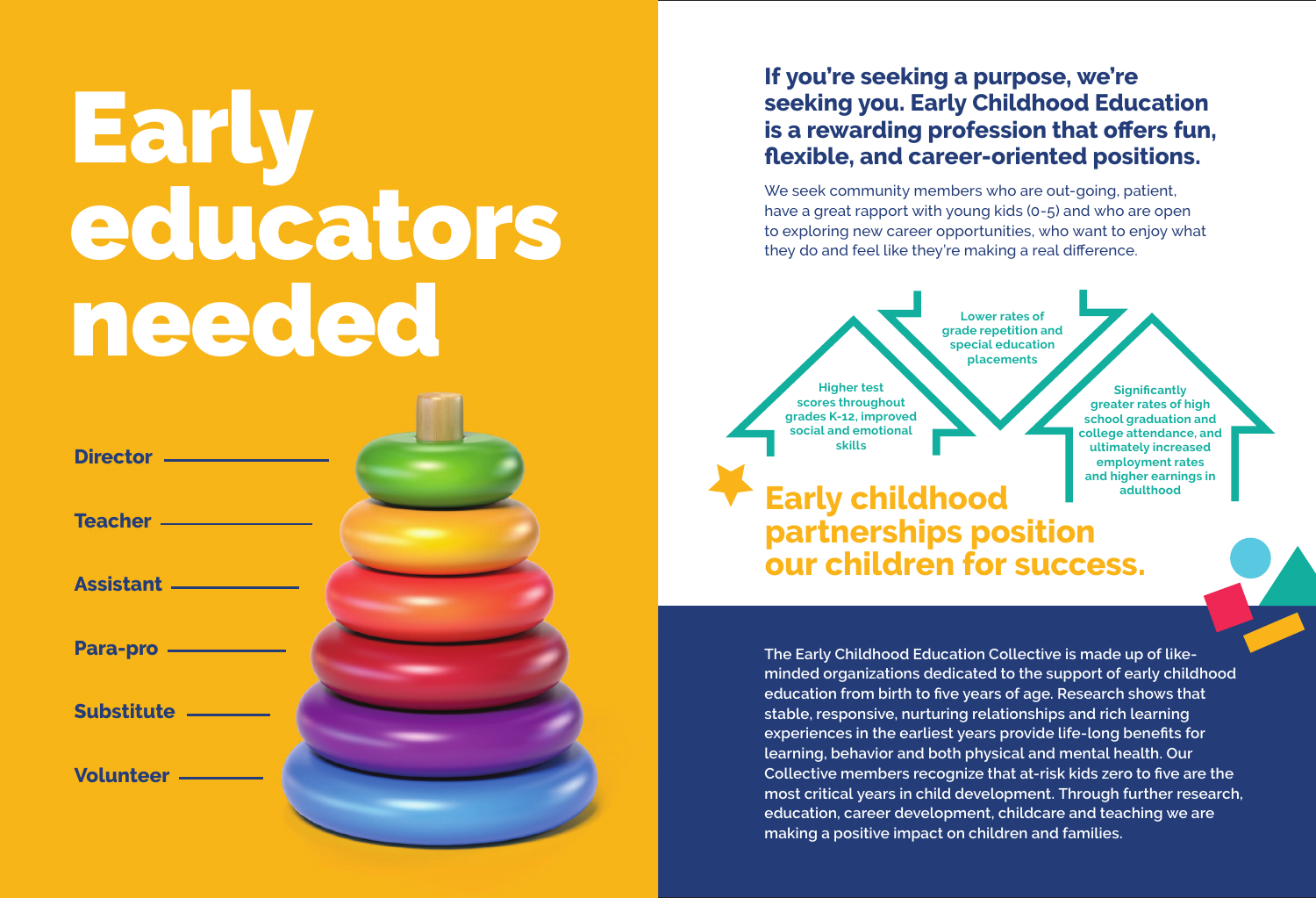# Early educators needed

- **Director**
- **Teacher**
- **Assistant**
- **Para-pro**
- **Substitute**
- **Volunteer**

## If you're seeking a purpose, we're seeking you. Early Childhood Education is a rewarding profession that offers fun, flexible, and career-oriented positions.

We seek community members who are out-going, patient, have a great rapport with young kids (0-5) and who are open to exploring new career opportunities, who want to enjoy what they do and feel like they're making a real difference.

- Higher test scores throughout grades K-12, improved social and emotional skills
- Lower rates of grade repetition and special education placements
- Significantly greater rates of high school graduation and college attendance, and ultimately increased employment rates and higher earnings in adulthood

## Early childhood partnerships position our children for success.

The Early Childhood Education Collective is made up of like-minded organizations dedicated to the support of early childhood education from birth to five years of age. Research shows that stable, responsive, nurturing relationships and rich learning experiences in the earliest years provide life-long benefits for learning, behavior and both physical and mental health. Our Collective members recognize that at-risk kids zero to five are the most critical years in child development. Through further research, education, career development, childcare and teaching we are making a positive impact on children and families.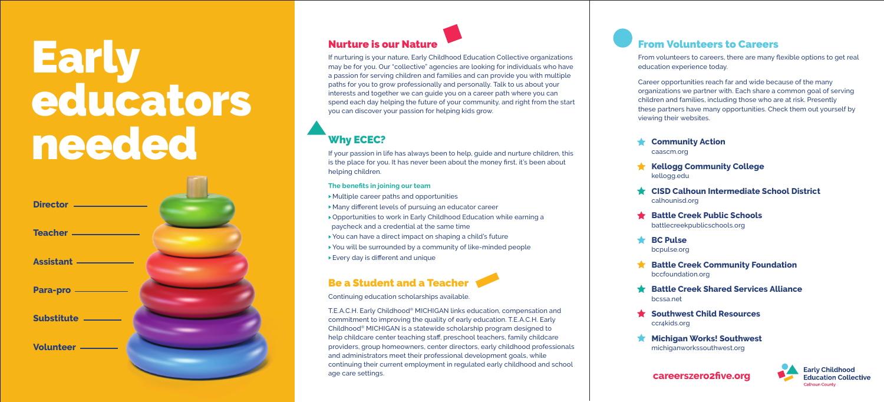# Early educators needed

- **Director**
- **Teacher**
- **Assistant**
- **Para-pro**
- **Substitute**
- **Volunteer**

## Nurture is our Nature

If nurturing is your nature, Early Childhood Education Collective organizations may be for you. Our "collective" agencies are looking for individuals who have a passion for serving children and families and can provide you with multiple paths for you to grow professionally and personally. Talk to us about your interests and together we can guide you on a career path where you can spend each day helping the future of your community, and right from the start you can discover your passion for helping kids grow.

## Why ECEC?

If your passion in life has always been to help, guide and nurture children, this is the place for you. It has never been about the money first, it's been about helping children.

**The benefits in joining our team**

- Multiple career paths and opportunities
- Many different levels of pursuing an educator career
- Opportunities to work in Early Childhood Education while earning a paycheck and a credential at the same time
- You can have a direct impact on shaping a child's future
- You will be surrounded by a community of like-minded people
- Every day is different and unique

## Be a Student and a Teacher

Continuing education scholarships available.

T.E.A.C.H. Early Childhood® MICHIGAN links education, compensation and commitment to improving the quality of early education. T.E.A.C.H. Early Childhood® MICHIGAN is a statewide scholarship program designed to help childcare center teaching staff, preschool teachers, family childcare providers, group homeowners, center directors, early childhood professionals and administrators meet their professional development goals, while continuing their current employment in regulated early childhood and school age care settings.

## From Volunteers to Careers

From volunteers to careers, there are many flexible options to get real education experience today.

Career opportunities reach far and wide because of the many organizations we partner with. Each share a common goal of serving children and families, including those who are at risk. Presently these partners have many opportunities. Check them out yourself by viewing their websites.

- **Community Action**
  caascm.org
- **Kellogg Community College**
  kellogg.edu
- **CISD Calhoun Intermediate School District**
  calhounisd.org
- **Battle Creek Public Schools**
  battlecreekpublicschools.org
- **BC Pulse**
  bcpulse.org
- **Battle Creek Community Foundation**
  bccfoundation.org
- **Battle Creek Shared Services Alliance**
  bcssa.net
- **Southwest Child Resources**
  ccr4kids.org
- **Michigan Works! Southwest**
  michiganworkssouthwest.org

**careerszero2five.org**

Early Childhood Education Collective
Calhoun County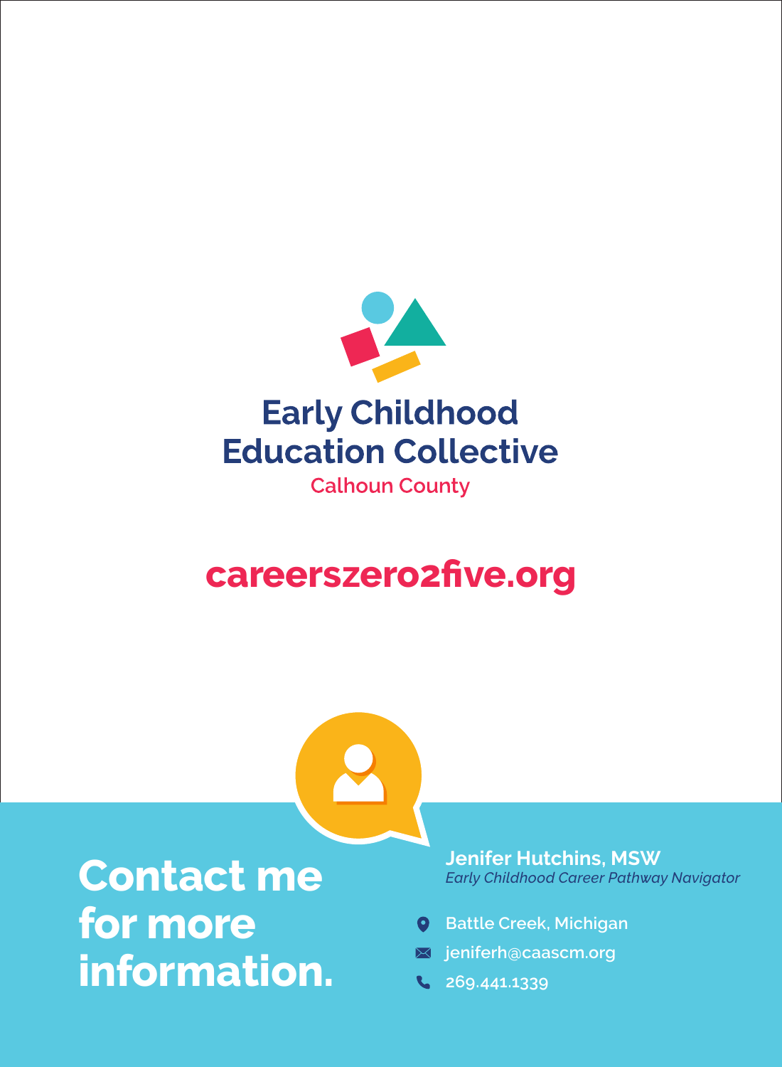# Early Childhood Education Collective

Calhoun County

**careerszero2five.org**

## Contact me for more information.

**Jenifer Hutchins, MSW**
*Early Childhood Career Pathway Navigator*

- Battle Creek, Michigan
- jeniferh@caascm.org
- 269.441.1339